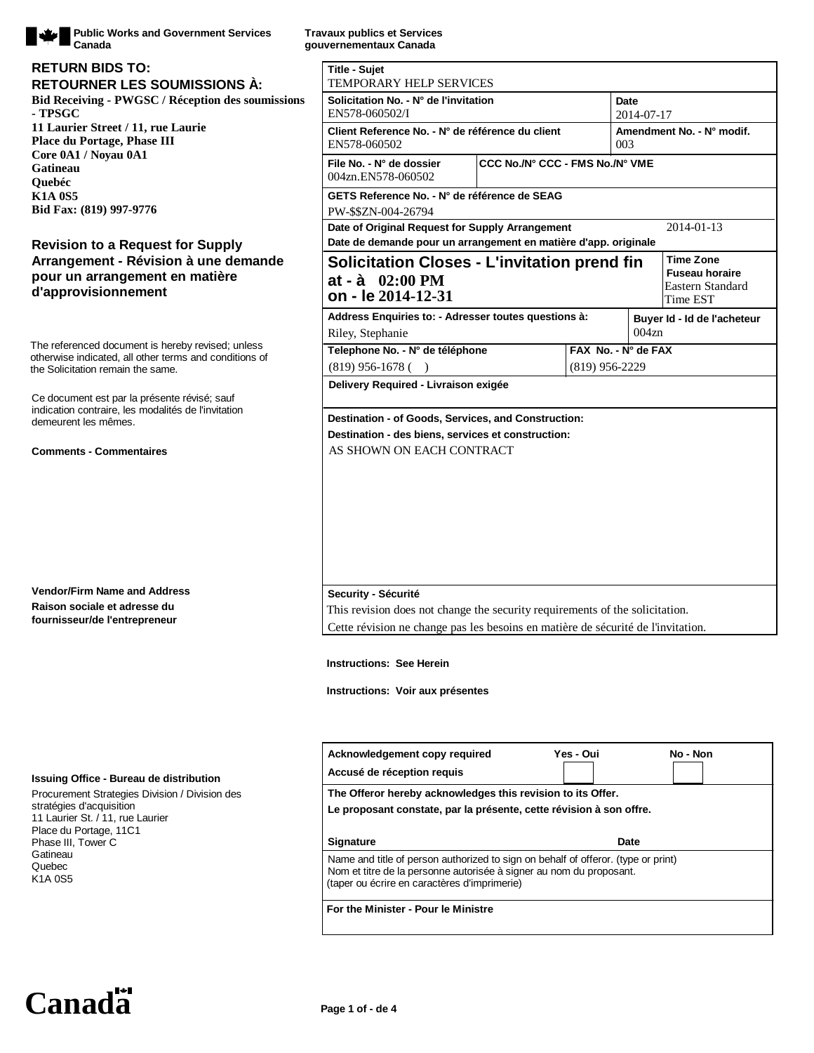Public Works and Government Services Canada | Travaux publics et Services gouvernementaux Canada

**RETURN BIDS TO:**
**RETOURNER LES SOUMISSIONS À:**

**Bid Receiving - PWGSC / Réception des soumissions - TPSGC**
**11 Laurier Street / 11, rue Laurie**
**Place du Portage, Phase III**
**Core 0A1 / Noyau 0A1**
**Gatineau**
**Quebéc**
**K1A 0S5**
**Bid Fax: (819) 997-9776**

## Revision to a Request for Supply Arrangement - Révision à une demande pour un arrangement en matière d'approvisionnement

The referenced document is hereby revised; unless otherwise indicated, all other terms and conditions of the Solicitation remain the same.

Ce document est par la présente révisé; sauf indication contraire, les modalités de l'invitation demeurent les mêmes.

**Comments - Commentaires**

**Vendor/Firm Name and Address**
**Raison sociale et adresse du fournisseur/de l'entrepreneur**

**Issuing Office - Bureau de distribution**

Procurement Strategies Division / Division des stratégies d'acquisition
11 Laurier St. / 11, rue Laurier
Place du Portage, 11C1
Phase III, Tower C
Gatineau
Quebec
K1A 0S5

| **Title - Sujet** | | | |
|---|---|---|---|
| TEMPORARY HELP SERVICES | | | |
| **Solicitation No. - N° de l'invitation** EN578-060502/I | | **Date** 2014-07-17 | |
| **Client Reference No. - N° de référence du client** EN578-060502 | | **Amendment No. - N° modif.** 003 | |
| **File No. - N° de dossier** 004zn.EN578-060502 | **CCC No./N° CCC - FMS No./N° VME** | | |
| **GETS Reference No. - N° de référence de SEAG** PW-$$ZN-004-26794 | | | |
| **Date of Original Request for Supply Arrangement / Date de demande pour un arrangement en matière d'app. originale** | | 2014-01-13 | |
| **Solicitation Closes - L'invitation prend fin at - à 02:00 PM on - le 2014-12-31** | | | **Time Zone / Fuseau horaire** Eastern Standard Time EST |
| **Address Enquiries to: - Adresser toutes questions à:** Riley, Stephanie | | | **Buyer Id - Id de l'acheteur** 004zn |
| **Telephone No. - N° de téléphone** (819) 956-1678 ( ) | | **FAX No. - N° de FAX** (819) 956-2229 | |
| **Delivery Required - Livraison exigée** | | | |
| **Destination - of Goods, Services, and Construction: / Destination - des biens, services et construction:** AS SHOWN ON EACH CONTRACT | | | |
| **Security - Sécurité** This revision does not change the security requirements of the solicitation. Cette révision ne change pas les besoins en matière de sécurité de l'invitation. | | | |

**Instructions: See Herein**

**Instructions: Voir aux présentes**

| **Acknowledgement copy required / Accusé de réception requis** | **Yes - Oui** ☐ | **No - Non** ☐ |
|---|---|---|
| **The Offeror hereby acknowledges this revision to its Offer. / Le proposant constate, par la présente, cette révision à son offre.** | | |
| **Signature** | | **Date** |
| Name and title of person authorized to sign on behalf of offeror. (type or print) Nom et titre de la personne autorisée à signer au nom du proposant. (taper ou écrire en caractères d'imprimerie) | | |
| **For the Minister - Pour le Ministre** | | |

Canada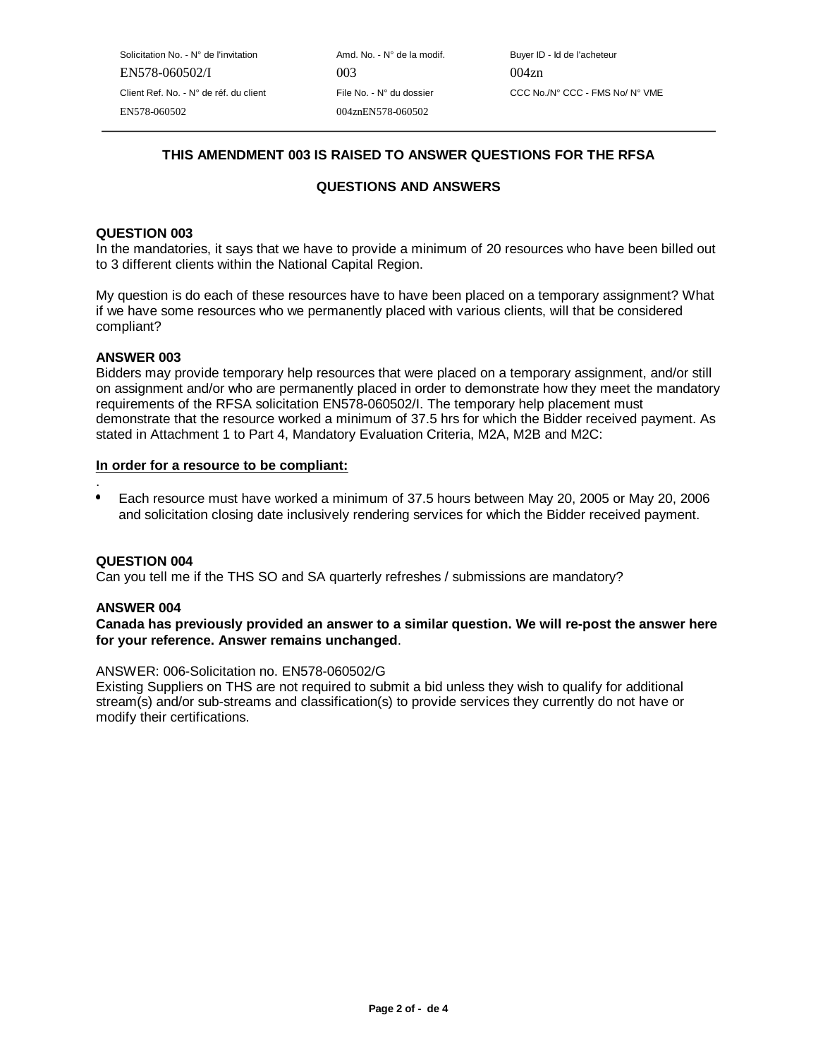| Solicitation No. - N° de l'invitation | Amd. No. - N° de la modif. | Buyer ID - Id de l'acheteur |
| --- | --- | --- |
| EN578-060502/I | 003 | 004zn |
| Client Ref. No. - N° de réf. du client | File No. - N° du dossier | CCC No./N° CCC - FMS No/ N° VME |
| EN578-060502 | 004znEN578-060502 | |

**THIS AMENDMENT 003 IS RAISED TO ANSWER QUESTIONS FOR THE RFSA**

**QUESTIONS AND ANSWERS**

**QUESTION 003**
In the mandatories, it says that we have to provide a minimum of 20 resources who have been billed out to 3 different clients within the National Capital Region.

My question is do each of these resources have to have been placed on a temporary assignment? What if we have some resources who we permanently placed with various clients, will that be considered compliant?

**ANSWER 003**
Bidders may provide temporary help resources that were placed on a temporary assignment, and/or still on assignment and/or who are permanently placed in order to demonstrate how they meet the mandatory requirements of the RFSA solicitation EN578-060502/I. The temporary help placement must demonstrate that the resource worked a minimum of 37.5 hrs for which the Bidder received payment. As stated in Attachment 1 to Part 4, Mandatory Evaluation Criteria, M2A, M2B and M2C:

**<u>In order for a resource to be compliant:</u>**

.
- Each resource must have worked a minimum of 37.5 hours between May 20, 2005 or May 20, 2006 and solicitation closing date inclusively rendering services for which the Bidder received payment.

**QUESTION 004**
Can you tell me if the THS SO and SA quarterly refreshes / submissions are mandatory?

**ANSWER 004**
**Canada has previously provided an answer to a similar question. We will re-post the answer here for your reference. Answer remains unchanged**.

ANSWER: 006-Solicitation no. EN578-060502/G
Existing Suppliers on THS are not required to submit a bid unless they wish to qualify for additional stream(s) and/or sub-streams and classification(s) to provide services they currently do not have or modify their certifications.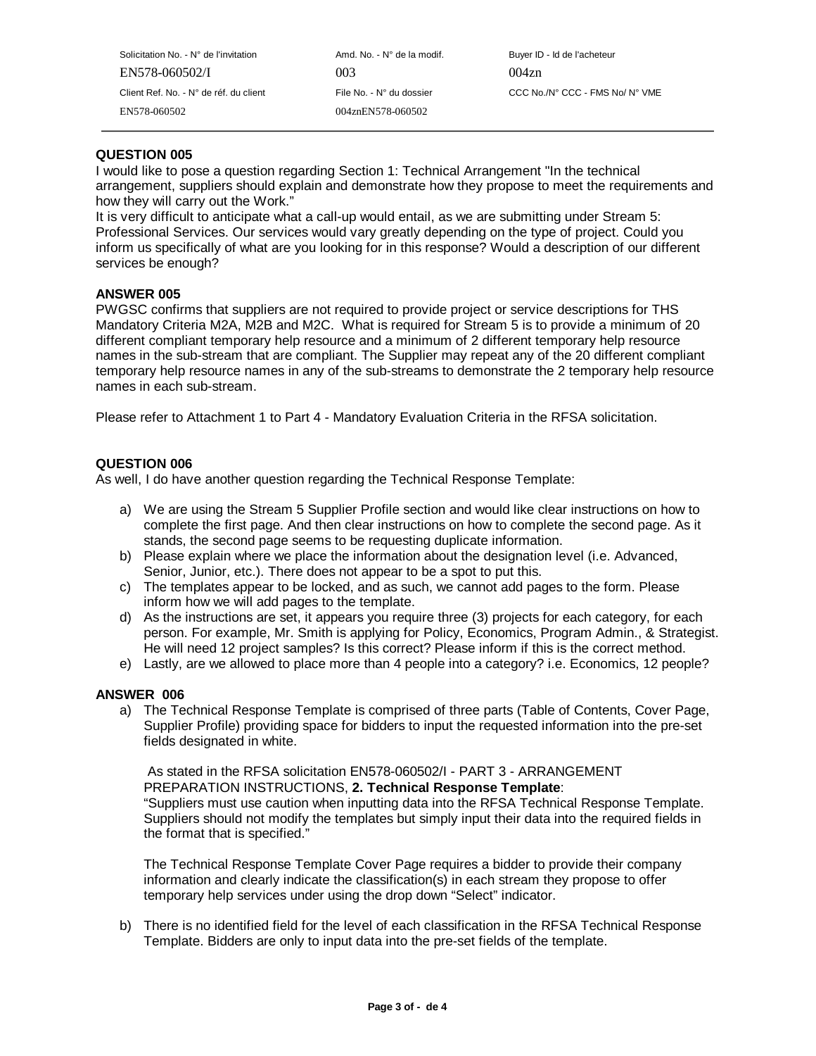| Solicitation No. - N° de l'invitation | Amd. No. - N° de la modif. | Buyer ID - Id de l'acheteur |
| --- | --- | --- |
| EN578-060502/I | 003 | 004zn |
| Client Ref. No. - N° de réf. du client | File No. - N° du dossier | CCC No./N° CCC - FMS No/ N° VME |
| EN578-060502 | 004znEN578-060502 | |

**QUESTION 005**

I would like to pose a question regarding Section 1: Technical Arrangement "In the technical arrangement, suppliers should explain and demonstrate how they propose to meet the requirements and how they will carry out the Work."

It is very difficult to anticipate what a call-up would entail, as we are submitting under Stream 5: Professional Services. Our services would vary greatly depending on the type of project. Could you inform us specifically of what are you looking for in this response? Would a description of our different services be enough?

**ANSWER 005**

PWGSC confirms that suppliers are not required to provide project or service descriptions for THS Mandatory Criteria M2A, M2B and M2C. What is required for Stream 5 is to provide a minimum of 20 different compliant temporary help resource and a minimum of 2 different temporary help resource names in the sub-stream that are compliant. The Supplier may repeat any of the 20 different compliant temporary help resource names in any of the sub-streams to demonstrate the 2 temporary help resource names in each sub-stream.

Please refer to Attachment 1 to Part 4 - Mandatory Evaluation Criteria in the RFSA solicitation.

**QUESTION 006**

As well, I do have another question regarding the Technical Response Template:

a) We are using the Stream 5 Supplier Profile section and would like clear instructions on how to complete the first page. And then clear instructions on how to complete the second page. As it stands, the second page seems to be requesting duplicate information.
b) Please explain where we place the information about the designation level (i.e. Advanced, Senior, Junior, etc.). There does not appear to be a spot to put this.
c) The templates appear to be locked, and as such, we cannot add pages to the form. Please inform how we will add pages to the template.
d) As the instructions are set, it appears you require three (3) projects for each category, for each person. For example, Mr. Smith is applying for Policy, Economics, Program Admin., & Strategist. He will need 12 project samples? Is this correct? Please inform if this is the correct method.
e) Lastly, are we allowed to place more than 4 people into a category? i.e. Economics, 12 people?

**ANSWER 006**

a) The Technical Response Template is comprised of three parts (Table of Contents, Cover Page, Supplier Profile) providing space for bidders to input the requested information into the pre-set fields designated in white.

   As stated in the RFSA solicitation EN578-060502/I - PART 3 - ARRANGEMENT PREPARATION INSTRUCTIONS, **2. Technical Response Template**:
   "Suppliers must use caution when inputting data into the RFSA Technical Response Template. Suppliers should not modify the templates but simply input their data into the required fields in the format that is specified."

   The Technical Response Template Cover Page requires a bidder to provide their company information and clearly indicate the classification(s) in each stream they propose to offer temporary help services under using the drop down "Select" indicator.

b) There is no identified field for the level of each classification in the RFSA Technical Response Template. Bidders are only to input data into the pre-set fields of the template.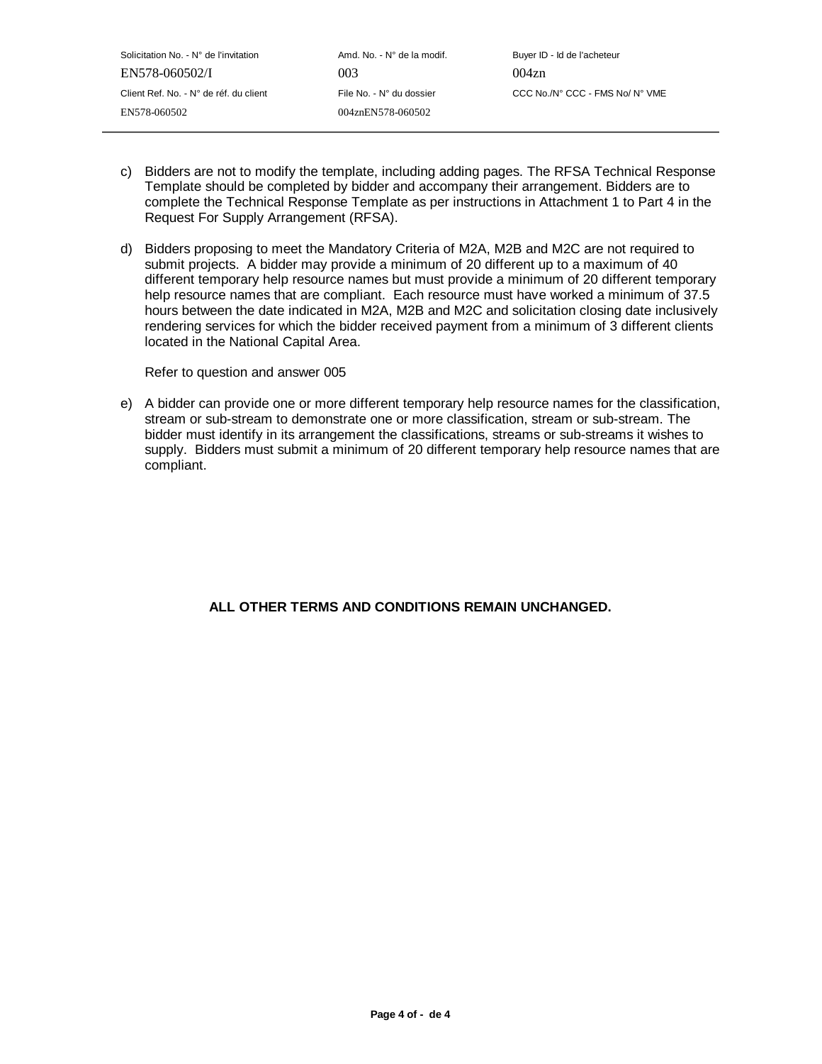c) Bidders are not to modify the template, including adding pages. The RFSA Technical Response Template should be completed by bidder and accompany their arrangement. Bidders are to complete the Technical Response Template as per instructions in Attachment 1 to Part 4 in the Request For Supply Arrangement (RFSA).

d) Bidders proposing to meet the Mandatory Criteria of M2A, M2B and M2C are not required to submit projects. A bidder may provide a minimum of 20 different up to a maximum of 40 different temporary help resource names but must provide a minimum of 20 different temporary help resource names that are compliant. Each resource must have worked a minimum of 37.5 hours between the date indicated in M2A, M2B and M2C and solicitation closing date inclusively rendering services for which the bidder received payment from a minimum of 3 different clients located in the National Capital Area.

   Refer to question and answer 005

e) A bidder can provide one or more different temporary help resource names for the classification, stream or sub-stream to demonstrate one or more classification, stream or sub-stream. The bidder must identify in its arrangement the classifications, streams or sub-streams it wishes to supply. Bidders must submit a minimum of 20 different temporary help resource names that are compliant.

**ALL OTHER TERMS AND CONDITIONS REMAIN UNCHANGED.**